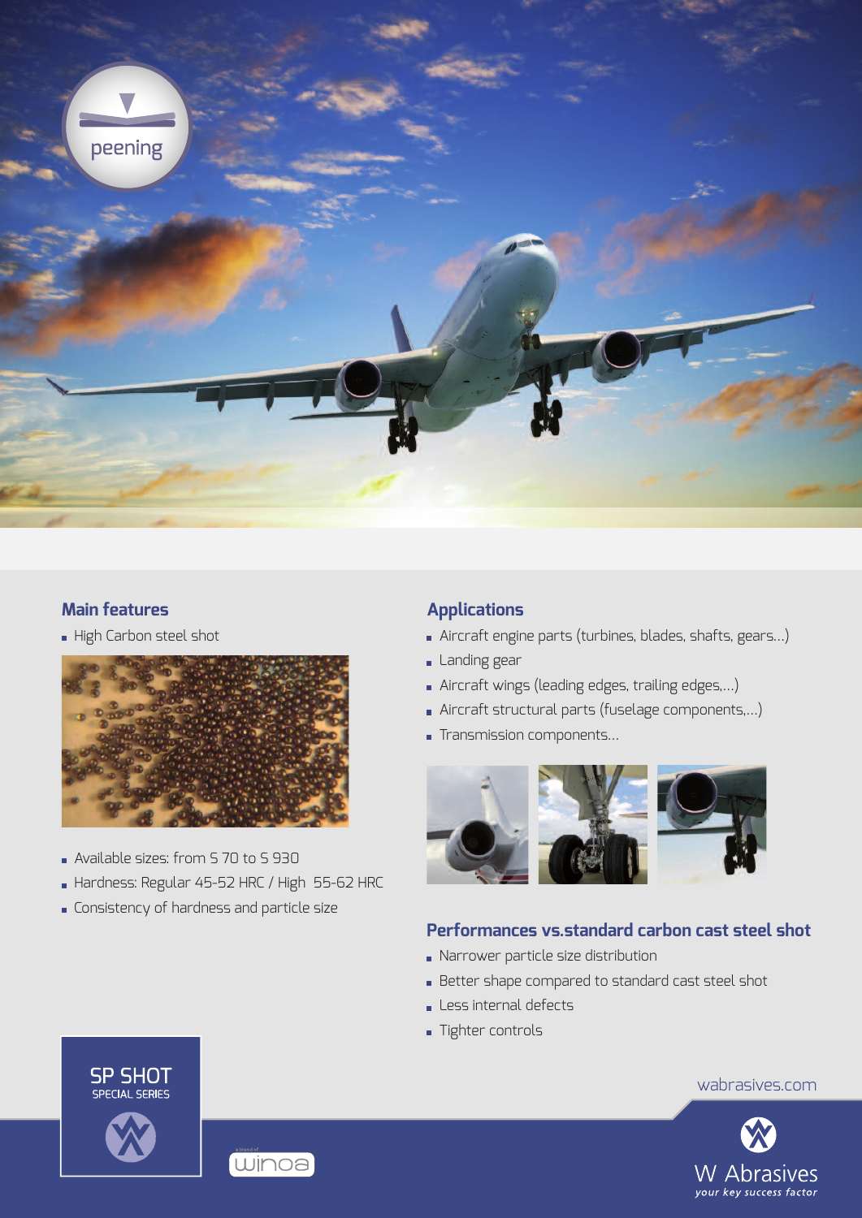peening

## Main features

- High Carbon steel shot
- Available sizes: from S 70 to S 930
- Hardness: Regular 45-52 HRC / High 55-62 HRC
- Consistency of hardness and particle size

## Applications

- Aircraft engine parts (turbines, blades, shafts, gears...)
- Landing gear
- Aircraft wings (leading edges, trailing edges,...)
- Aircraft structural parts (fuselage components,...)
- Transmission components...

## Performances vs.standard carbon cast steel shot

- Narrower particle size distribution
- Better shape compared to standard cast steel shot
- Less internal defects
- Tighter controls

SP SHOT
SPECIAL SERIES

a brand of winoa

wabrasives.com

W Abrasives
*your key success factor*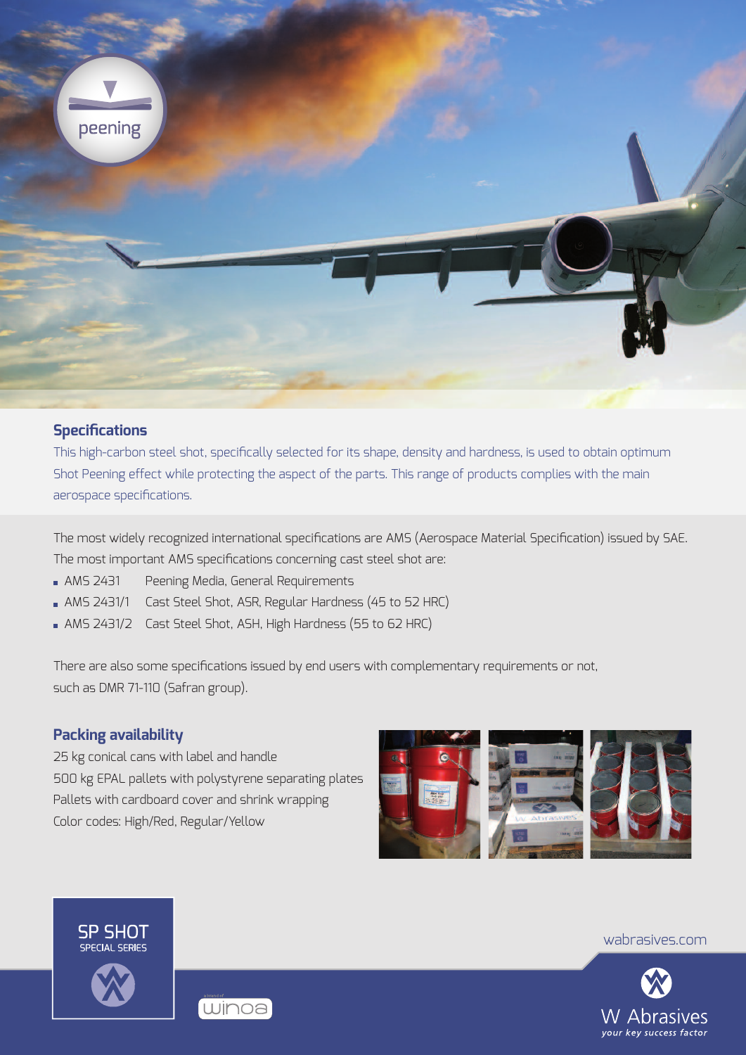peening

## Specifications

This high-carbon steel shot, specifically selected for its shape, density and hardness, is used to obtain optimum Shot Peening effect while protecting the aspect of the parts. This range of products complies with the main aerospace specifications.

The most widely recognized international specifications are AMS (Aerospace Material Specification) issued by SAE. The most important AMS specifications concerning cast steel shot are:

- AMS 2431 Peening Media, General Requirements
- AMS 2431/1 Cast Steel Shot, ASR, Regular Hardness (45 to 52 HRC)
- AMS 2431/2 Cast Steel Shot, ASH, High Hardness (55 to 62 HRC)

There are also some specifications issued by end users with complementary requirements or not, such as DMR 71-110 (Safran group).

## Packing availability

25 kg conical cans with label and handle
500 kg EPAL pallets with polystyrene separating plates
Pallets with cardboard cover and shrink wrapping
Color codes: High/Red, Regular/Yellow

SP SHOT
SPECIAL SERIES

a brand of winoa

wabrasives.com

W Abrasives
*your key success factor*